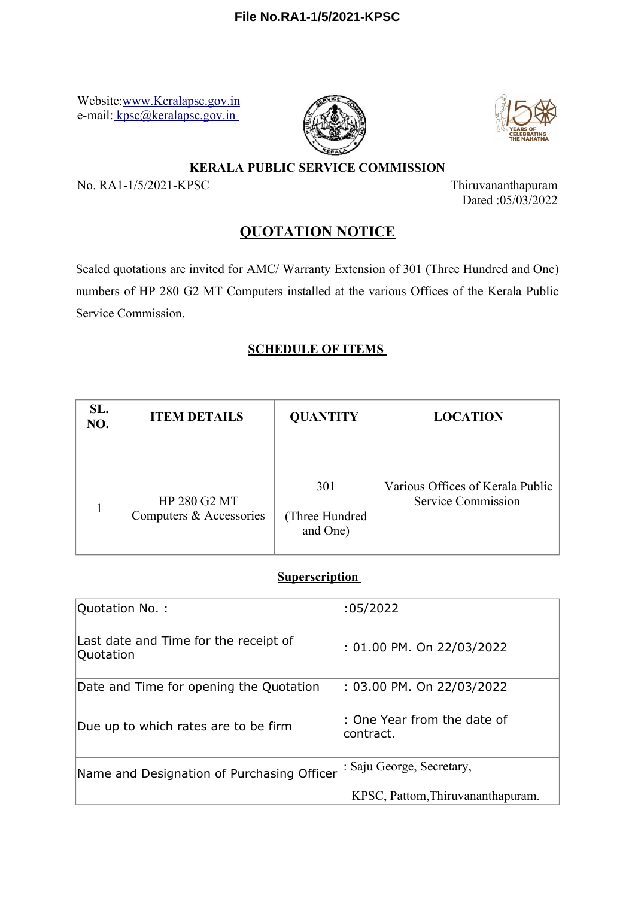File No.RA1-1/5/2021-KPSC

Website:www.Keralapsc.gov.in
e-mail: kpsc@keralapsc.gov.in

## KERALA PUBLIC SERVICE COMMISSION

No. RA1-1/5/2021-KPSC

Thiruvananthapuram
Dated :05/03/2022

## QUOTATION NOTICE

Sealed quotations are invited for AMC/ Warranty Extension of 301 (Three Hundred and One) numbers of HP 280 G2 MT Computers installed at the various Offices of the Kerala Public Service Commission.

### SCHEDULE OF ITEMS

| SL. NO. | ITEM DETAILS | QUANTITY | LOCATION |
|---|---|---|---|
| 1 | HP 280 G2 MT Computers & Accessories | 301 (Three Hundred and One) | Various Offices of Kerala Public Service Commission |

### Superscription

| Quotation No. : | :05/2022 |
|---|---|
| Last date and Time for the receipt of Quotation | : 01.00 PM. On 22/03/2022 |
| Date and Time for opening the Quotation | : 03.00 PM. On 22/03/2022 |
| Due up to which rates are to be firm | : One Year from the date of contract. |
| Name and Designation of Purchasing Officer | : Saju George, Secretary, KPSC, Pattom,Thiruvananthapuram. |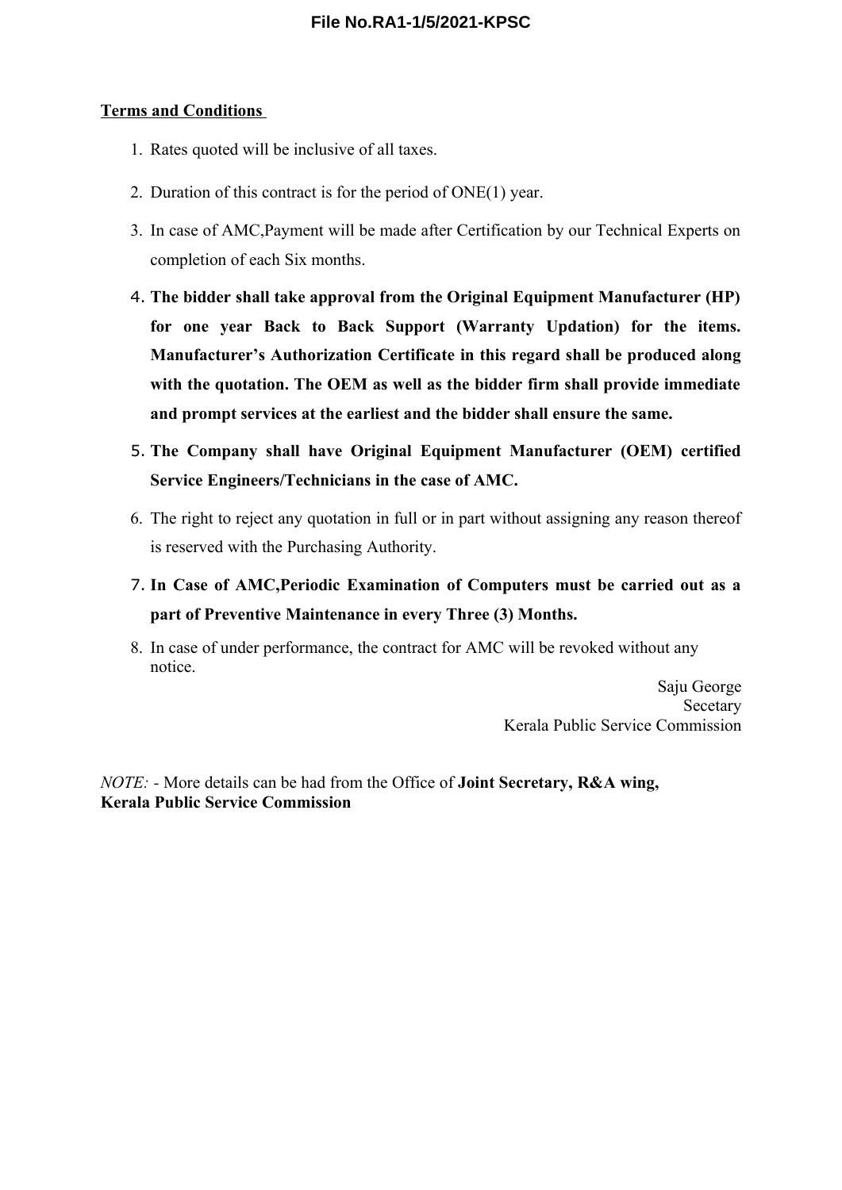**Terms and Conditions**

1. Rates quoted will be inclusive of all taxes.
2. Duration of this contract is for the period of ONE(1) year.
3. In case of AMC,Payment will be made after Certification by our Technical Experts on completion of each Six months.
4. **The bidder shall take approval from the Original Equipment Manufacturer (HP) for one year Back to Back Support (Warranty Updation) for the items. Manufacturer's Authorization Certificate in this regard shall be produced along with the quotation. The OEM as well as the bidder firm shall provide immediate and prompt services at the earliest and the bidder shall ensure the same.**
5. **The Company shall have Original Equipment Manufacturer (OEM) certified Service Engineers/Technicians in the case of AMC.**
6. The right to reject any quotation in full or in part without assigning any reason thereof is reserved with the Purchasing Authority.
7. **In Case of AMC,Periodic Examination of Computers must be carried out as a part of Preventive Maintenance in every Three (3) Months.**
8. In case of under performance, the contract for AMC will be revoked without any notice.

Saju George
Secetary
Kerala Public Service Commission

*NOTE:* - More details can be had from the Office of **Joint Secretary, R&A wing, Kerala Public Service Commission**